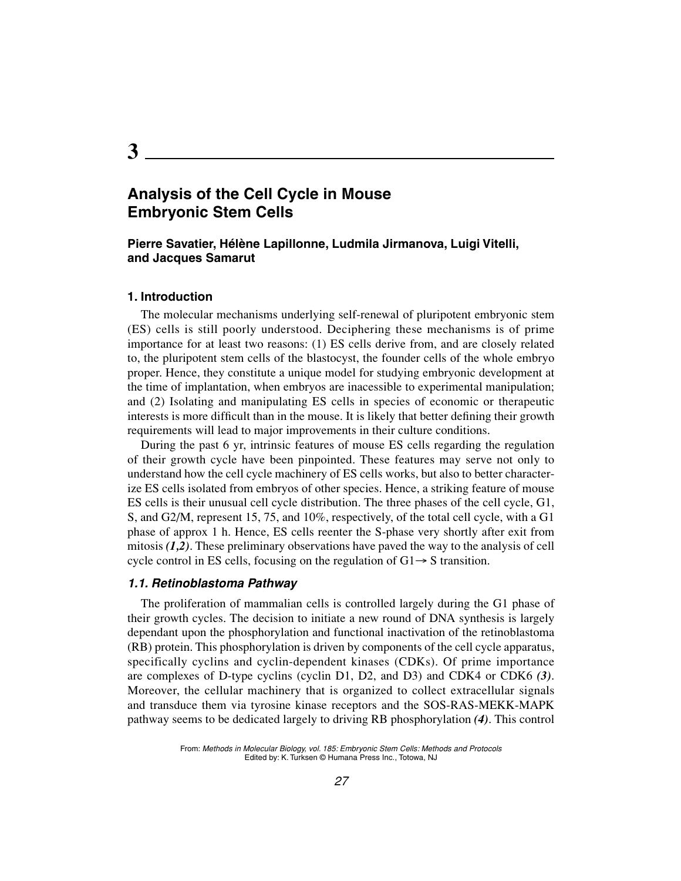# 3

## Analysis of the Cell Cycle in Mouse Embryonic Stem Cells

**Pierre Savatier, Hélène Lapillonne, Ludmila Jirmanova, Luigi Vitelli, and Jacques Samarut**

### 1. Introduction

The molecular mechanisms underlying self-renewal of pluripotent embryonic stem (ES) cells is still poorly understood. Deciphering these mechanisms is of prime importance for at least two reasons: (1) ES cells derive from, and are closely related to, the pluripotent stem cells of the blastocyst, the founder cells of the whole embryo proper. Hence, they constitute a unique model for studying embryonic development at the time of implantation, when embryos are inacessible to experimental manipulation; and (2) Isolating and manipulating ES cells in species of economic or therapeutic interests is more difficult than in the mouse. It is likely that better defining their growth requirements will lead to major improvements in their culture conditions.

During the past 6 yr, intrinsic features of mouse ES cells regarding the regulation of their growth cycle have been pinpointed. These features may serve not only to understand how the cell cycle machinery of ES cells works, but also to better characterize ES cells isolated from embryos of other species. Hence, a striking feature of mouse ES cells is their unusual cell cycle distribution. The three phases of the cell cycle, G1, S, and G2/M, represent 15, 75, and 10%, respectively, of the total cell cycle, with a G1 phase of approx 1 h. Hence, ES cells reenter the S-phase very shortly after exit from mitosis ***(1,2)***. These preliminary observations have paved the way to the analysis of cell cycle control in ES cells, focusing on the regulation of G1→ S transition.

#### *1.1. Retinoblastoma Pathway*

The proliferation of mammalian cells is controlled largely during the G1 phase of their growth cycles. The decision to initiate a new round of DNA synthesis is largely dependant upon the phosphorylation and functional inactivation of the retinoblastoma (RB) protein. This phosphorylation is driven by components of the cell cycle apparatus, specifically cyclins and cyclin-dependent kinases (CDKs). Of prime importance are complexes of D-type cyclins (cyclin D1, D2, and D3) and CDK4 or CDK6 ***(3)***. Moreover, the cellular machinery that is organized to collect extracellular signals and transduce them via tyrosine kinase receptors and the SOS-RAS-MEKK-MAPK pathway seems to be dedicated largely to driving RB phosphorylation ***(4)***. This control

From: *Methods in Molecular Biology, vol. 185: Embryonic Stem Cells: Methods and Protocols*
Edited by: K. Turksen © Humana Press Inc., Totowa, NJ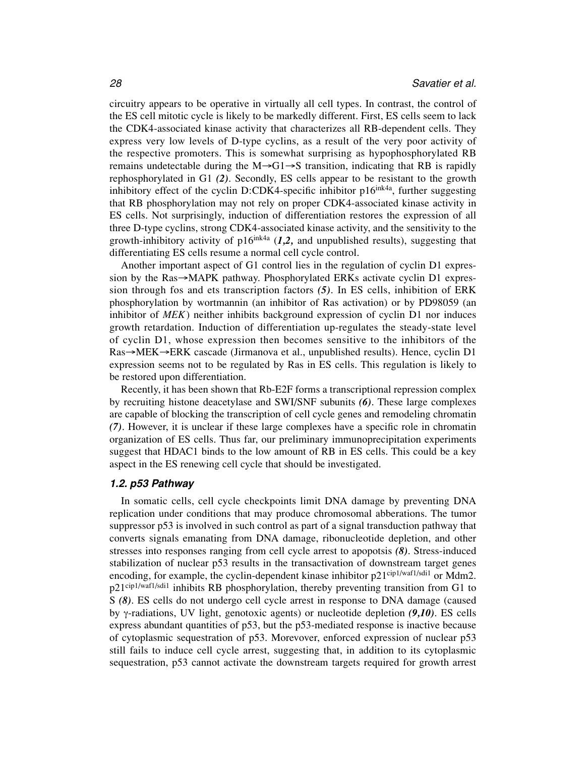circuitry appears to be operative in virtually all cell types. In contrast, the control of the ES cell mitotic cycle is likely to be markedly different. First, ES cells seem to lack the CDK4-associated kinase activity that characterizes all RB-dependent cells. They express very low levels of D-type cyclins, as a result of the very poor activity of the respective promoters. This is somewhat surprising as hypophosphorylated RB remains undetectable during the M→G1→S transition, indicating that RB is rapidly rephosphorylated in G1 ***(2)***. Secondly, ES cells appear to be resistant to the growth inhibitory effect of the cyclin D:CDK4-specific inhibitor p16[ink4a], further suggesting that RB phosphorylation may not rely on proper CDK4-associated kinase activity in ES cells. Not surprisingly, induction of differentiation restores the expression of all three D-type cyclins, strong CDK4-associated kinase activity, and the sensitivity to the growth-inhibitory activity of p16[ink4a] (***1,2,*** and unpublished results), suggesting that differentiating ES cells resume a normal cell cycle control.

Another important aspect of G1 control lies in the regulation of cyclin D1 expression by the Ras→MAPK pathway. Phosphorylated ERKs activate cyclin D1 expression through fos and ets transcription factors ***(5)***. In ES cells, inhibition of ERK phosphorylation by wortmannin (an inhibitor of Ras activation) or by PD98059 (an inhibitor of *MEK*) neither inhibits background expression of cyclin D1 nor induces growth retardation. Induction of differentiation up-regulates the steady-state level of cyclin D1, whose expression then becomes sensitive to the inhibitors of the Ras→MEK→ERK cascade (Jirmanova et al., unpublished results). Hence, cyclin D1 expression seems not to be regulated by Ras in ES cells. This regulation is likely to be restored upon differentiation.

Recently, it has been shown that Rb-E2F forms a transcriptional repression complex by recruiting histone deacetylase and SWI/SNF subunits ***(6)***. These large complexes are capable of blocking the transcription of cell cycle genes and remodeling chromatin ***(7)***. However, it is unclear if these large complexes have a specific role in chromatin organization of ES cells. Thus far, our preliminary immunoprecipitation experiments suggest that HDAC1 binds to the low amount of RB in ES cells. This could be a key aspect in the ES renewing cell cycle that should be investigated.

### *1.2. p53 Pathway*

In somatic cells, cell cycle checkpoints limit DNA damage by preventing DNA replication under conditions that may produce chromosomal abberations. The tumor suppressor p53 is involved in such control as part of a signal transduction pathway that converts signals emanating from DNA damage, ribonucleotide depletion, and other stresses into responses ranging from cell cycle arrest to apoptosis ***(8)***. Stress-induced stabilization of nuclear p53 results in the transactivation of downstream target genes encoding, for example, the cyclin-dependent kinase inhibitor p21[cip1/waf1/sdi1] or Mdm2. p21[cip1/waf1/sdi1] inhibits RB phosphorylation, thereby preventing transition from G1 to S ***(8)***. ES cells do not undergo cell cycle arrest in response to DNA damage (caused by γ-radiations, UV light, genotoxic agents) or nucleotide depletion ***(9,10)***. ES cells express abundant quantities of p53, but the p53-mediated response is inactive because of cytoplasmic sequestration of p53. Moreover, enforced expression of nuclear p53 still fails to induce cell cycle arrest, suggesting that, in addition to its cytoplasmic sequestration, p53 cannot activate the downstream targets required for growth arrest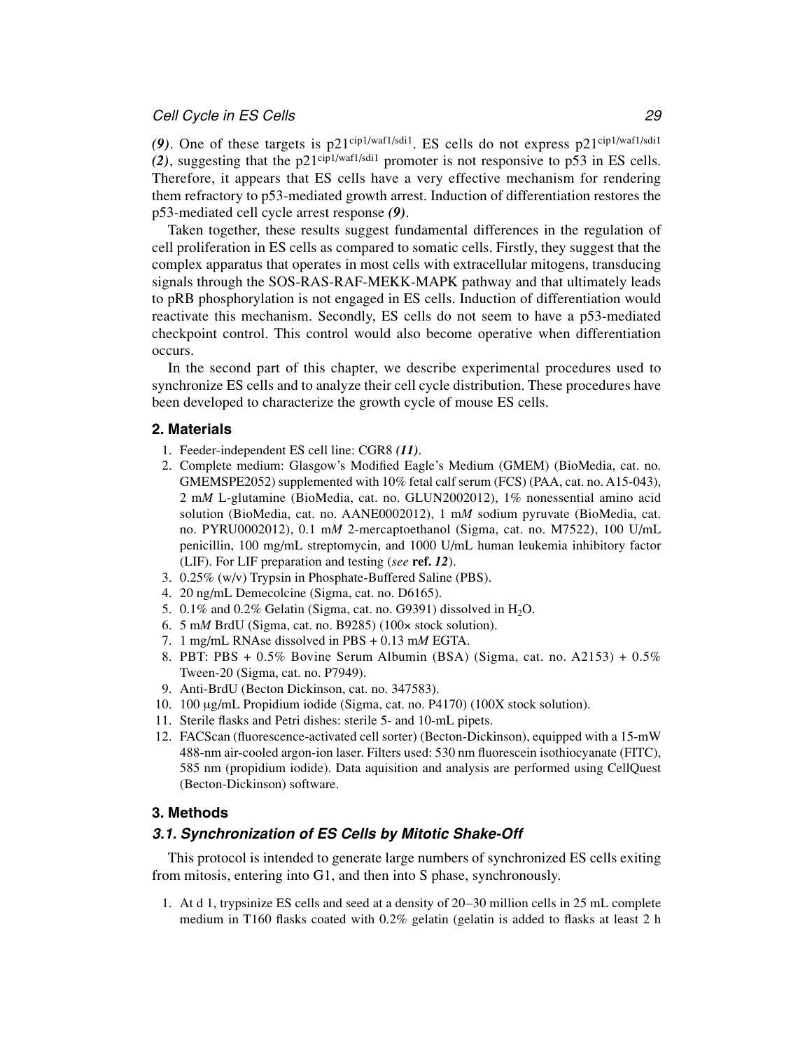*(9)*. One of these targets is p21$^{cip1/waf1/sdi1}$. ES cells do not express p21$^{cip1/waf1/sdi1}$ *(2)*, suggesting that the p21$^{cip1/waf1/sdi1}$ promoter is not responsive to p53 in ES cells. Therefore, it appears that ES cells have a very effective mechanism for rendering them refractory to p53-mediated growth arrest. Induction of differentiation restores the p53-mediated cell cycle arrest response *(9)*.

Taken together, these results suggest fundamental differences in the regulation of cell proliferation in ES cells as compared to somatic cells. Firstly, they suggest that the complex apparatus that operates in most cells with extracellular mitogens, transducing signals through the SOS-RAS-RAF-MEKK-MAPK pathway and that ultimately leads to pRB phosphorylation is not engaged in ES cells. Induction of differentiation would reactivate this mechanism. Secondly, ES cells do not seem to have a p53-mediated checkpoint control. This control would also become operative when differentiation occurs.

In the second part of this chapter, we describe experimental procedures used to synchronize ES cells and to analyze their cell cycle distribution. These procedures have been developed to characterize the growth cycle of mouse ES cells.

## 2. Materials

1. Feeder-independent ES cell line: CGR8 *(11)*.
2. Complete medium: Glasgow's Modified Eagle's Medium (GMEM) (BioMedia, cat. no. GMEMSPE2052) supplemented with 10% fetal calf serum (FCS) (PAA, cat. no. A15-043), 2 m*M* L-glutamine (BioMedia, cat. no. GLUN2002012), 1% nonessential amino acid solution (BioMedia, cat. no. AANE0002012), 1 m*M* sodium pyruvate (BioMedia, cat. no. PYRU0002012), 0.1 m*M* 2-mercaptoethanol (Sigma, cat. no. M7522), 100 U/mL penicillin, 100 mg/mL streptomycin, and 1000 U/mL human leukemia inhibitory factor (LIF). For LIF preparation and testing (*see* **ref. *12***).
3. 0.25% (w/v) Trypsin in Phosphate-Buffered Saline (PBS).
4. 20 ng/mL Demecolcine (Sigma, cat. no. D6165).
5. 0.1% and 0.2% Gelatin (Sigma, cat. no. G9391) dissolved in $H_2O$.
6. 5 m*M* BrdU (Sigma, cat. no. B9285) (100× stock solution).
7. 1 mg/mL RNAse dissolved in PBS + 0.13 m*M* EGTA.
8. PBT: PBS + 0.5% Bovine Serum Albumin (BSA) (Sigma, cat. no. A2153) + 0.5% Tween-20 (Sigma, cat. no. P7949).
9. Anti-BrdU (Becton Dickinson, cat. no. 347583).
10. 100 μg/mL Propidium iodide (Sigma, cat. no. P4170) (100X stock solution).
11. Sterile flasks and Petri dishes: sterile 5- and 10-mL pipets.
12. FACScan (fluorescence-activated cell sorter) (Becton-Dickinson), equipped with a 15-mW 488-nm air-cooled argon-ion laser. Filters used: 530 nm fluorescein isothiocyanate (FITC), 585 nm (propidium iodide). Data aquisition and analysis are performed using CellQuest (Becton-Dickinson) software.

## 3. Methods

### 3.1. Synchronization of ES Cells by Mitotic Shake-Off

This protocol is intended to generate large numbers of synchronized ES cells exiting from mitosis, entering into G1, and then into S phase, synchronously.

1. At d 1, trypsinize ES cells and seed at a density of 20–30 million cells in 25 mL complete medium in T160 flasks coated with 0.2% gelatin (gelatin is added to flasks at least 2 h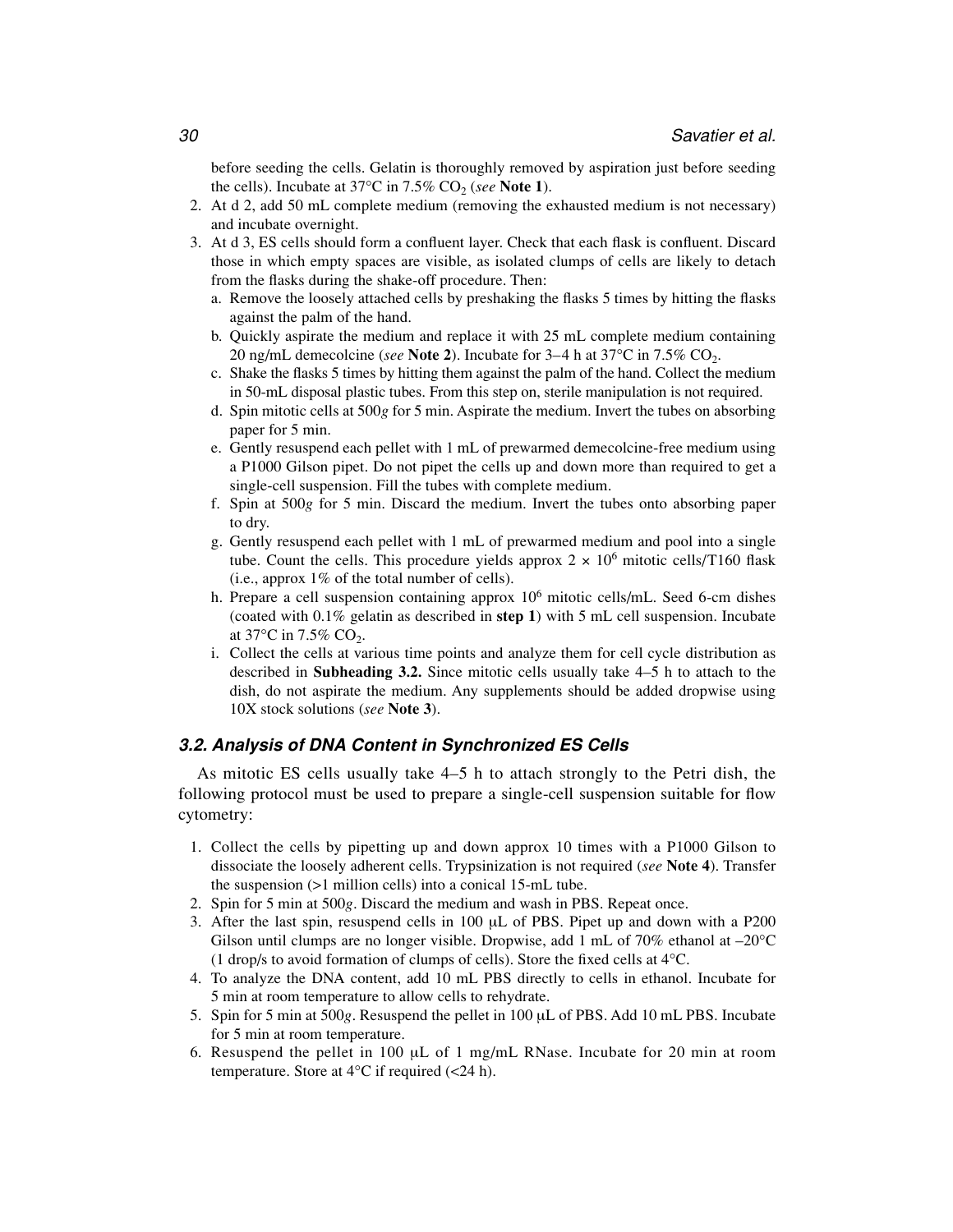before seeding the cells. Gelatin is thoroughly removed by aspiration just before seeding the cells). Incubate at 37°C in 7.5% $CO_2$ (*see* **Note 1**).

2. At d 2, add 50 mL complete medium (removing the exhausted medium is not necessary) and incubate overnight.
3. At d 3, ES cells should form a confluent layer. Check that each flask is confluent. Discard those in which empty spaces are visible, as isolated clumps of cells are likely to detach from the flasks during the shake-off procedure. Then:
   a. Remove the loosely attached cells by preshaking the flasks 5 times by hitting the flasks against the palm of the hand.
   b. Quickly aspirate the medium and replace it with 25 mL complete medium containing 20 ng/mL demecolcine (*see* **Note 2**). Incubate for 3–4 h at 37°C in 7.5% $CO_2$.
   c. Shake the flasks 5 times by hitting them against the palm of the hand. Collect the medium in 50-mL disposal plastic tubes. From this step on, sterile manipulation is not required.
   d. Spin mitotic cells at 500*g* for 5 min. Aspirate the medium. Invert the tubes on absorbing paper for 5 min.
   e. Gently resuspend each pellet with 1 mL of prewarmed demecolcine-free medium using a P1000 Gilson pipet. Do not pipet the cells up and down more than required to get a single-cell suspension. Fill the tubes with complete medium.
   f. Spin at 500*g* for 5 min. Discard the medium. Invert the tubes onto absorbing paper to dry.
   g. Gently resuspend each pellet with 1 mL of prewarmed medium and pool into a single tube. Count the cells. This procedure yields approx $2 \times 10^6$ mitotic cells/T160 flask (i.e., approx 1% of the total number of cells).
   h. Prepare a cell suspension containing approx $10^6$ mitotic cells/mL. Seed 6-cm dishes (coated with 0.1% gelatin as described in **step 1**) with 5 mL cell suspension. Incubate at 37°C in 7.5% $CO_2$.
   i. Collect the cells at various time points and analyze them for cell cycle distribution as described in **Subheading 3.2.** Since mitotic cells usually take 4–5 h to attach to the dish, do not aspirate the medium. Any supplements should be added dropwise using 10X stock solutions (*see* **Note 3**).

### *3.2. Analysis of DNA Content in Synchronized ES Cells*

As mitotic ES cells usually take 4–5 h to attach strongly to the Petri dish, the following protocol must be used to prepare a single-cell suspension suitable for flow cytometry:

1. Collect the cells by pipetting up and down approx 10 times with a P1000 Gilson to dissociate the loosely adherent cells. Trypsinization is not required (*see* **Note 4**). Transfer the suspension (>1 million cells) into a conical 15-mL tube.
2. Spin for 5 min at 500*g*. Discard the medium and wash in PBS. Repeat once.
3. After the last spin, resuspend cells in 100 μL of PBS. Pipet up and down with a P200 Gilson until clumps are no longer visible. Dropwise, add 1 mL of 70% ethanol at –20°C (1 drop/s to avoid formation of clumps of cells). Store the fixed cells at 4°C.
4. To analyze the DNA content, add 10 mL PBS directly to cells in ethanol. Incubate for 5 min at room temperature to allow cells to rehydrate.
5. Spin for 5 min at 500*g*. Resuspend the pellet in 100 μL of PBS. Add 10 mL PBS. Incubate for 5 min at room temperature.
6. Resuspend the pellet in 100 μL of 1 mg/mL RNase. Incubate for 20 min at room temperature. Store at 4°C if required (<24 h).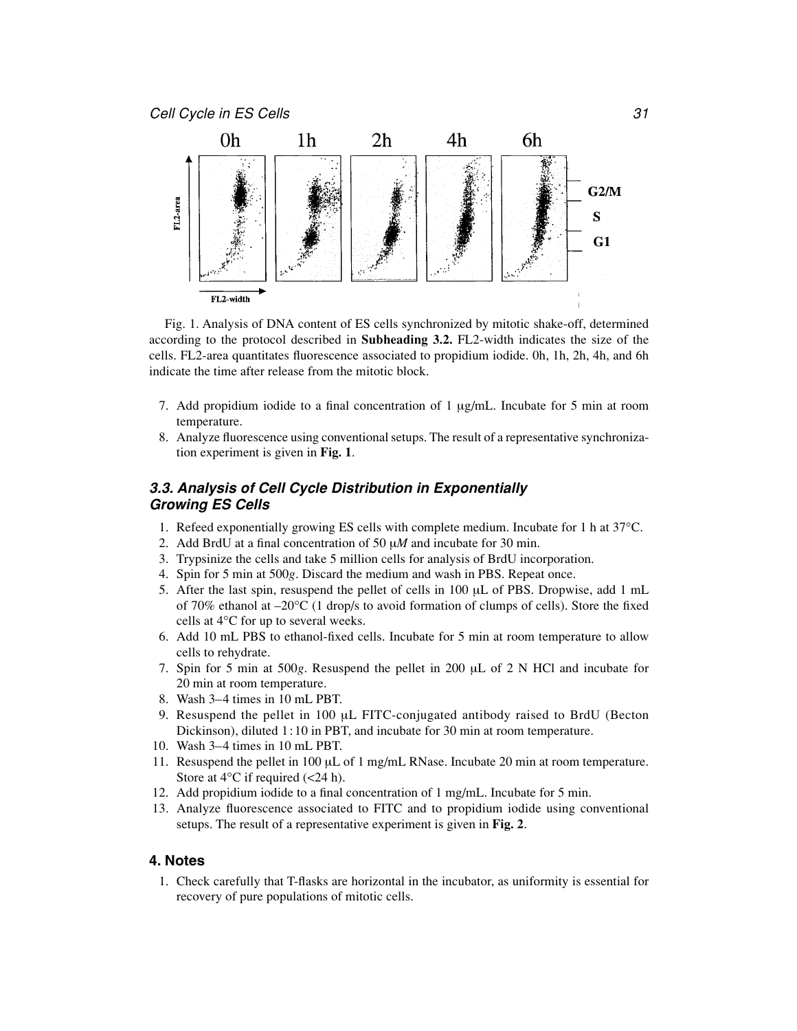Fig. 1. Analysis of DNA content of ES cells synchronized by mitotic shake-off, determined according to the protocol described in **Subheading 3.2.** FL2-width indicates the size of the cells. FL2-area quantitates fluorescence associated to propidium iodide. 0h, 1h, 2h, 4h, and 6h indicate the time after release from the mitotic block.

7. Add propidium iodide to a final concentration of 1 μg/mL. Incubate for 5 min at room temperature.
8. Analyze fluorescence using conventional setups. The result of a representative synchronization experiment is given in **Fig. 1**.

### *3.3. Analysis of Cell Cycle Distribution in Exponentially Growing ES Cells*

1. Refeed exponentially growing ES cells with complete medium. Incubate for 1 h at 37°C.
2. Add BrdU at a final concentration of 50 μ*M* and incubate for 30 min.
3. Trypsinize the cells and take 5 million cells for analysis of BrdU incorporation.
4. Spin for 5 min at 500*g*. Discard the medium and wash in PBS. Repeat once.
5. After the last spin, resuspend the pellet of cells in 100 μL of PBS. Dropwise, add 1 mL of 70% ethanol at –20°C (1 drop/s to avoid formation of clumps of cells). Store the fixed cells at 4°C for up to several weeks.
6. Add 10 mL PBS to ethanol-fixed cells. Incubate for 5 min at room temperature to allow cells to rehydrate.
7. Spin for 5 min at 500*g*. Resuspend the pellet in 200 μL of 2 N HCl and incubate for 20 min at room temperature.
8. Wash 3–4 times in 10 mL PBT.
9. Resuspend the pellet in 100 μL FITC-conjugated antibody raised to BrdU (Becton Dickinson), diluted 1:10 in PBT, and incubate for 30 min at room temperature.
10. Wash 3–4 times in 10 mL PBT.
11. Resuspend the pellet in 100 μL of 1 mg/mL RNase. Incubate 20 min at room temperature. Store at 4°C if required (<24 h).
12. Add propidium iodide to a final concentration of 1 mg/mL. Incubate for 5 min.
13. Analyze fluorescence associated to FITC and to propidium iodide using conventional setups. The result of a representative experiment is given in **Fig. 2**.

## 4. Notes

1. Check carefully that T-flasks are horizontal in the incubator, as uniformity is essential for recovery of pure populations of mitotic cells.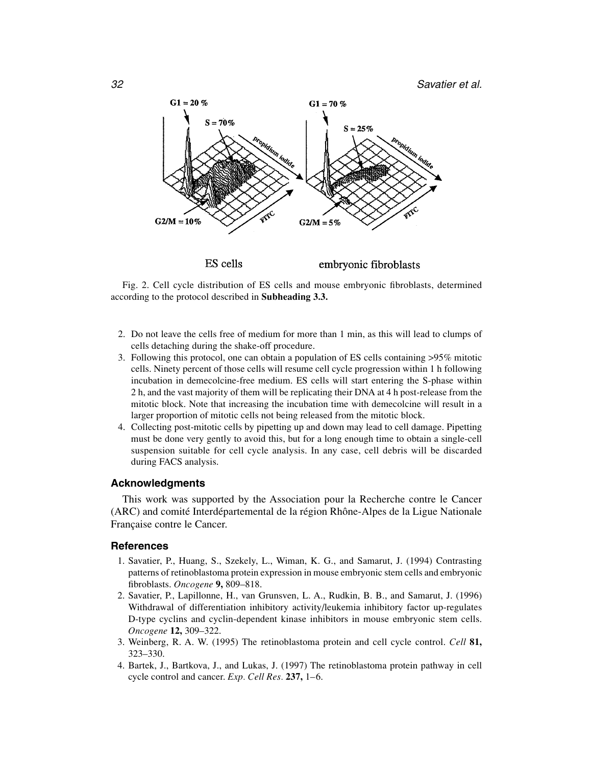Fig. 2. Cell cycle distribution of ES cells and mouse embryonic fibroblasts, determined according to the protocol described in **Subheading 3.3.**

2. Do not leave the cells free of medium for more than 1 min, as this will lead to clumps of cells detaching during the shake-off procedure.
3. Following this protocol, one can obtain a population of ES cells containing >95% mitotic cells. Ninety percent of those cells will resume cell cycle progression within 1 h following incubation in demecolcine-free medium. ES cells will start entering the S-phase within 2 h, and the vast majority of them will be replicating their DNA at 4 h post-release from the mitotic block. Note that increasing the incubation time with demecolcine will result in a larger proportion of mitotic cells not being released from the mitotic block.
4. Collecting post-mitotic cells by pipetting up and down may lead to cell damage. Pipetting must be done very gently to avoid this, but for a long enough time to obtain a single-cell suspension suitable for cell cycle analysis. In any case, cell debris will be discarded during FACS analysis.

## Acknowledgments

This work was supported by the Association pour la Recherche contre le Cancer (ARC) and comité Interdépartemental de la région Rhône-Alpes de la Ligue Nationale Française contre le Cancer.

## References

1. Savatier, P., Huang, S., Szekely, L., Wiman, K. G., and Samarut, J. (1994) Contrasting patterns of retinoblastoma protein expression in mouse embryonic stem cells and embryonic fibroblasts. *Oncogene* **9,** 809–818.
2. Savatier, P., Lapillonne, H., van Grunsven, L. A., Rudkin, B. B., and Samarut, J. (1996) Withdrawal of differentiation inhibitory activity/leukemia inhibitory factor up-regulates D-type cyclins and cyclin-dependent kinase inhibitors in mouse embryonic stem cells. *Oncogene* **12,** 309–322.
3. Weinberg, R. A. W. (1995) The retinoblastoma protein and cell cycle control. *Cell* **81,** 323–330.
4. Bartek, J., Bartkova, J., and Lukas, J. (1997) The retinoblastoma protein pathway in cell cycle control and cancer. *Exp. Cell Res.* **237,** 1–6.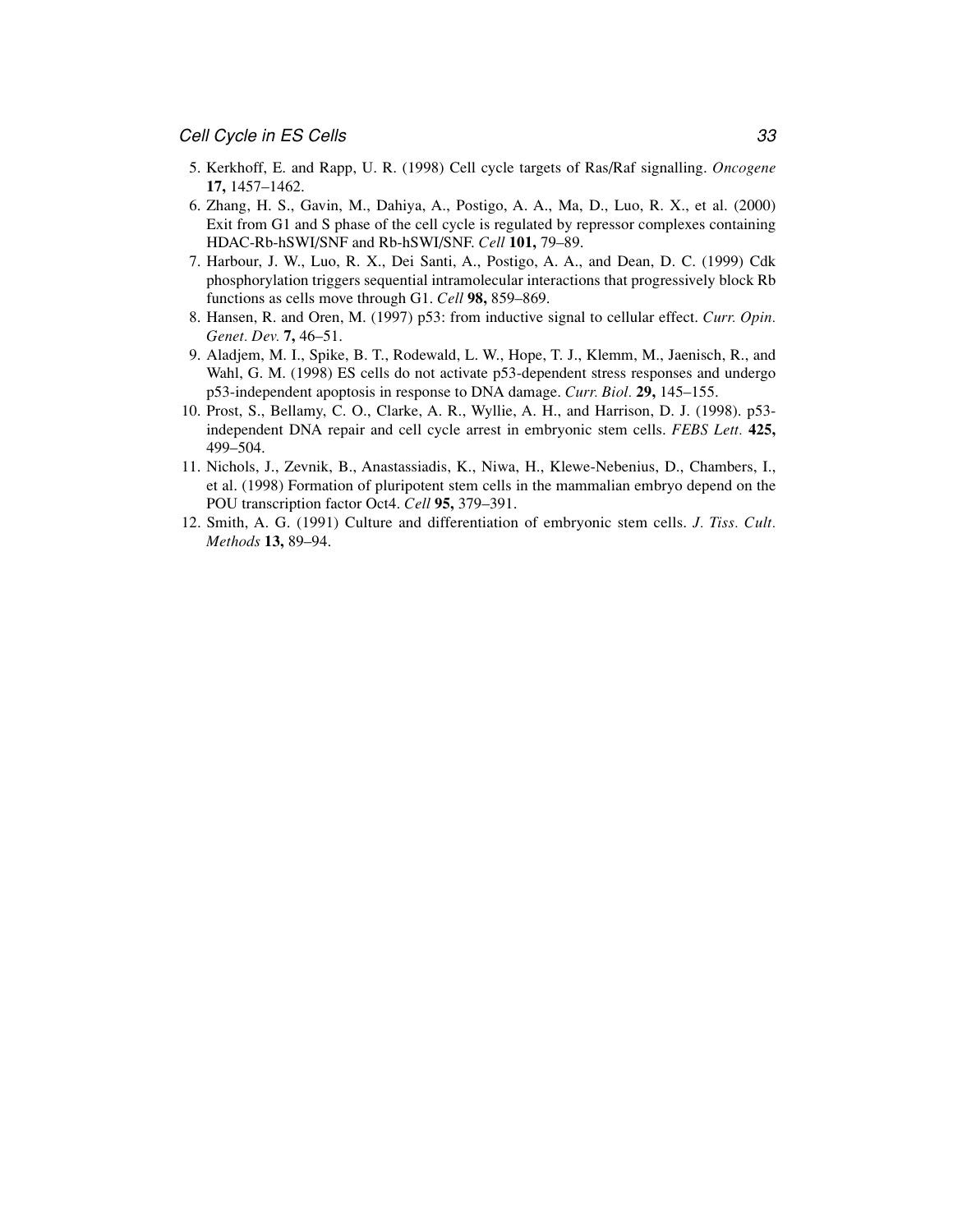5. Kerkhoff, E. and Rapp, U. R. (1998) Cell cycle targets of Ras/Raf signalling. *Oncogene* **17,** 1457–1462.
6. Zhang, H. S., Gavin, M., Dahiya, A., Postigo, A. A., Ma, D., Luo, R. X., et al. (2000) Exit from G1 and S phase of the cell cycle is regulated by repressor complexes containing HDAC-Rb-hSWI/SNF and Rb-hSWI/SNF. *Cell* **101,** 79–89.
7. Harbour, J. W., Luo, R. X., Dei Santi, A., Postigo, A. A., and Dean, D. C. (1999) Cdk phosphorylation triggers sequential intramolecular interactions that progressively block Rb functions as cells move through G1. *Cell* **98,** 859–869.
8. Hansen, R. and Oren, M. (1997) p53: from inductive signal to cellular effect. *Curr. Opin. Genet. Dev.* **7,** 46–51.
9. Aladjem, M. I., Spike, B. T., Rodewald, L. W., Hope, T. J., Klemm, M., Jaenisch, R., and Wahl, G. M. (1998) ES cells do not activate p53-dependent stress responses and undergo p53-independent apoptosis in response to DNA damage. *Curr. Biol.* **29,** 145–155.
10. Prost, S., Bellamy, C. O., Clarke, A. R., Wyllie, A. H., and Harrison, D. J. (1998). p53-independent DNA repair and cell cycle arrest in embryonic stem cells. *FEBS Lett.* **425,** 499–504.
11. Nichols, J., Zevnik, B., Anastassiadis, K., Niwa, H., Klewe-Nebenius, D., Chambers, I., et al. (1998) Formation of pluripotent stem cells in the mammalian embryo depend on the POU transcription factor Oct4. *Cell* **95,** 379–391.
12. Smith, A. G. (1991) Culture and differentiation of embryonic stem cells. *J. Tiss. Cult. Methods* **13,** 89–94.